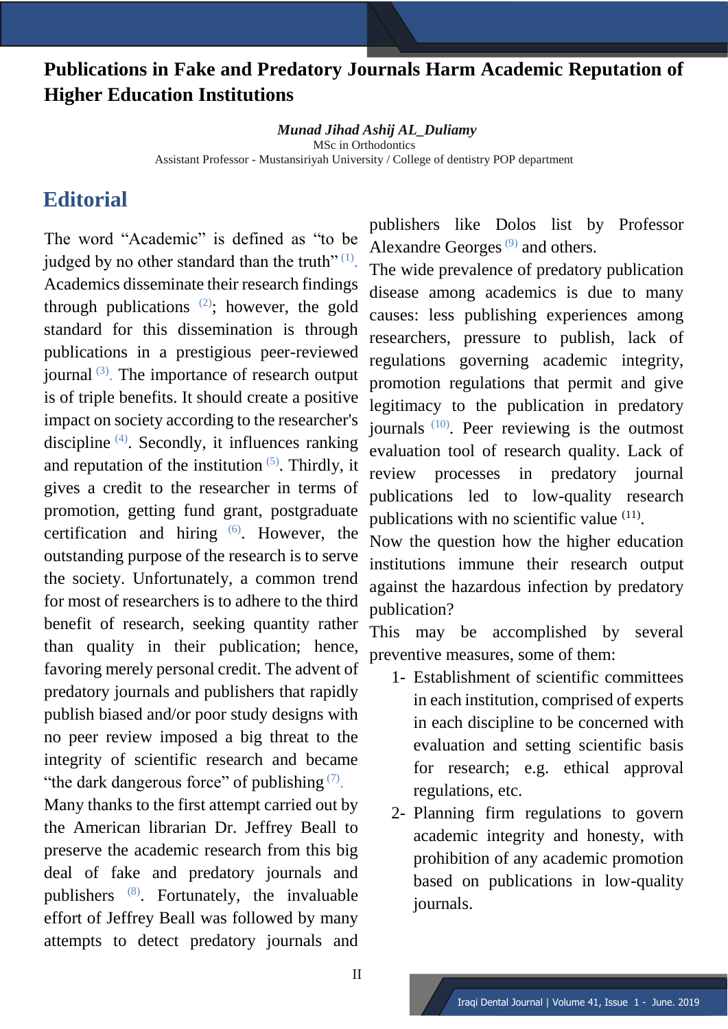# Publications in Fake and Predatory Journals Harm Academic Reputation of Higher Education Institutions

***Munad Jihad Ashij AL_Duliamy***
MSc in Orthodontics
Assistant Professor - Mustansiriyah University / College of dentistry POP department

## Editorial

The word "Academic" is defined as "to be judged by no other standard than the truth" [(1)]. Academics disseminate their research findings through publications [(2)]; however, the gold standard for this dissemination is through publications in a prestigious peer-reviewed journal [(3)]. The importance of research output is of triple benefits. It should create a positive impact on society according to the researcher's discipline [(4)]. Secondly, it influences ranking and reputation of the institution [(5)]. Thirdly, it gives a credit to the researcher in terms of promotion, getting fund grant, postgraduate certification and hiring [(6)]. However, the outstanding purpose of the research is to serve the society. Unfortunately, a common trend for most of researchers is to adhere to the third benefit of research, seeking quantity rather than quality in their publication; hence, favoring merely personal credit. The advent of predatory journals and publishers that rapidly publish biased and/or poor study designs with no peer review imposed a big threat to the integrity of scientific research and became "the dark dangerous force" of publishing [(7)].

Many thanks to the first attempt carried out by the American librarian Dr. Jeffrey Beall to preserve the academic research from this big deal of fake and predatory journals and publishers [(8)]. Fortunately, the invaluable effort of Jeffrey Beall was followed by many attempts to detect predatory journals and publishers like Dolos list by Professor Alexandre Georges [(9)] and others.

The wide prevalence of predatory publication disease among academics is due to many causes: less publishing experiences among researchers, pressure to publish, lack of regulations governing academic integrity, promotion regulations that permit and give legitimacy to the publication in predatory journals [(10)]. Peer reviewing is the outmost evaluation tool of research quality. Lack of review processes in predatory journal publications led to low-quality research publications with no scientific value [(11)].

Now the question how the higher education institutions immune their research output against the hazardous infection by predatory publication?

This may be accomplished by several preventive measures, some of them:

1- Establishment of scientific committees in each institution, comprised of experts in each discipline to be concerned with evaluation and setting scientific basis for research; e.g. ethical approval regulations, etc.

2- Planning firm regulations to govern academic integrity and honesty, with prohibition of any academic promotion based on publications in low-quality journals.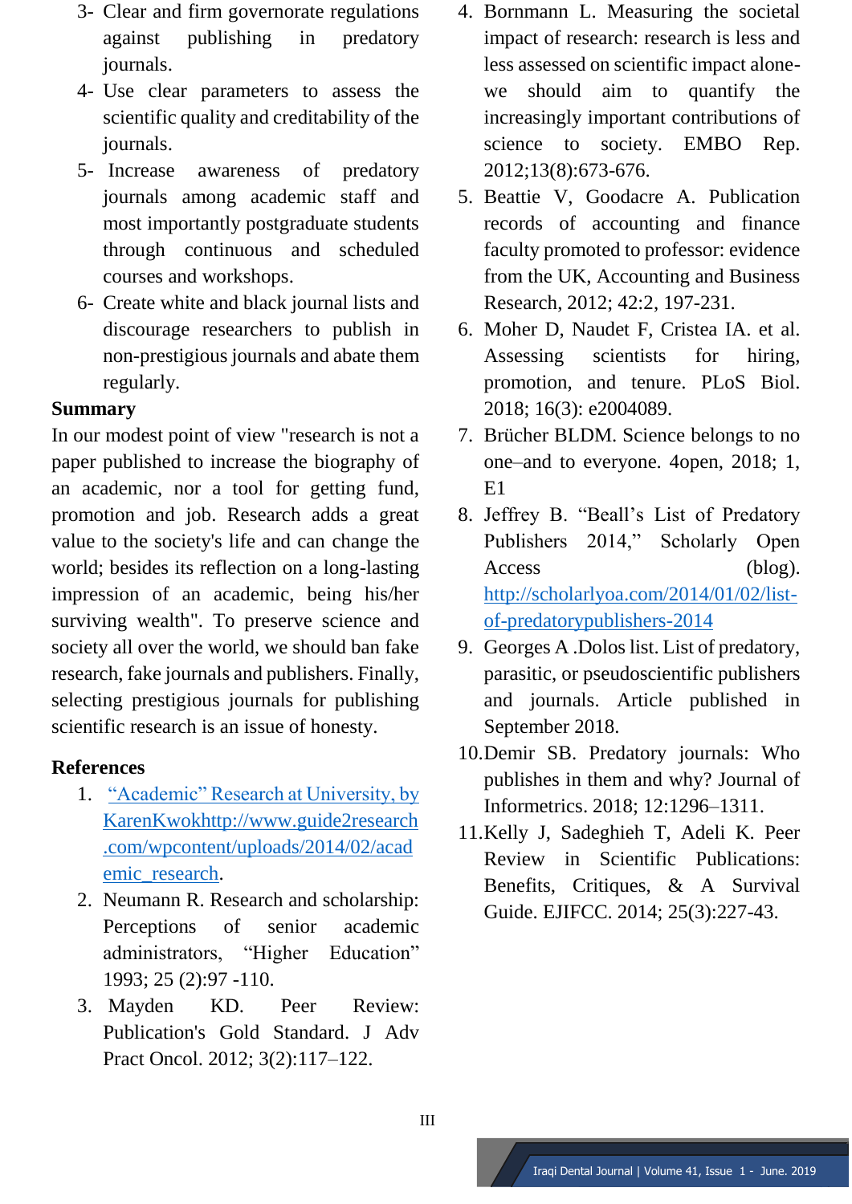3- Clear and firm governorate regulations against publishing in predatory journals.
4- Use clear parameters to assess the scientific quality and creditability of the journals.
5- Increase awareness of predatory journals among academic staff and most importantly postgraduate students through continuous and scheduled courses and workshops.
6- Create white and black journal lists and discourage researchers to publish in non-prestigious journals and abate them regularly.

**Summary**

In our modest point of view "research is not a paper published to increase the biography of an academic, nor a tool for getting fund, promotion and job. Research adds a great value to the society's life and can change the world; besides its reflection on a long-lasting impression of an academic, being his/her surviving wealth". To preserve science and society all over the world, we should ban fake research, fake journals and publishers. Finally, selecting prestigious journals for publishing scientific research is an issue of honesty.

**References**

1. "Academic" Research at University, by KarenKwokhttp://www.guide2research.com/wpcontent/uploads/2014/02/academic_research.
2. Neumann R. Research and scholarship: Perceptions of senior academic administrators, "Higher Education" 1993; 25 (2):97 -110.
3. Mayden KD. Peer Review: Publication's Gold Standard. J Adv Pract Oncol. 2012; 3(2):117–122.
4. Bornmann L. Measuring the societal impact of research: research is less and less assessed on scientific impact alone-we should aim to quantify the increasingly important contributions of science to society. EMBO Rep. 2012;13(8):673-676.
5. Beattie V, Goodacre A. Publication records of accounting and finance faculty promoted to professor: evidence from the UK, Accounting and Business Research, 2012; 42:2, 197-231.
6. Moher D, Naudet F, Cristea IA. et al. Assessing scientists for hiring, promotion, and tenure. PLoS Biol. 2018; 16(3): e2004089.
7. Brücher BLDM. Science belongs to no one–and to everyone. 4open, 2018; 1, E1
8. Jeffrey B. "Beall's List of Predatory Publishers 2014," Scholarly Open Access (blog). http://scholarlyoa.com/2014/01/02/list-of-predatorypublishers-2014
9. Georges A .Dolos list. List of predatory, parasitic, or pseudoscientific publishers and journals. Article published in September 2018.
10. Demir SB. Predatory journals: Who publishes in them and why? Journal of Informetrics. 2018; 12:1296–1311.
11. Kelly J, Sadeghieh T, Adeli K. Peer Review in Scientific Publications: Benefits, Critiques, & A Survival Guide. EJIFCC. 2014; 25(3):227-43.